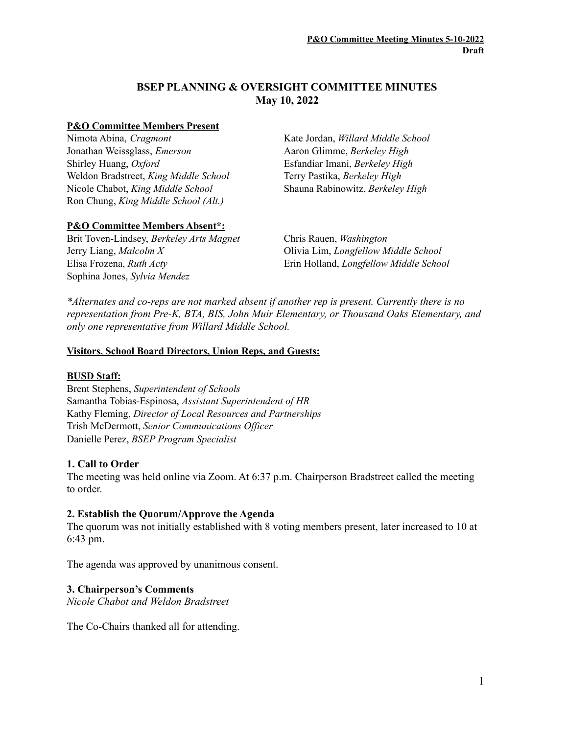# BSEP PLANNING & OVERSIGHT COMMITTEE MINUTES
## May 10, 2022

**P&O Committee Members Present**

Nimota Abina, *Cragmont*
Jonathan Weissglass, *Emerson*
Shirley Huang, *Oxford*
Weldon Bradstreet, *King Middle School*
Nicole Chabot, *King Middle School*
Ron Chung, *King Middle School (Alt.)*
Kate Jordan, *Willard Middle School*
Aaron Glimme, *Berkeley High*
Esfandiar Imani, *Berkeley High*
Terry Pastika, *Berkeley High*
Shauna Rabinowitz, *Berkeley High*

**P&O Committee Members Absent*:**

Brit Toven-Lindsey, *Berkeley Arts Magnet*
Jerry Liang, *Malcolm X*
Elisa Frozena, *Ruth Acty*
Sophina Jones, *Sylvia Mendez*
Chris Rauen, *Washington*
Olivia Lim, *Longfellow Middle School*
Erin Holland, *Longfellow Middle School*

*\*Alternates and co-reps are not marked absent if another rep is present. Currently there is no representation from Pre-K, BTA, BIS, John Muir Elementary, or Thousand Oaks Elementary, and only one representative from Willard Middle School.*

**Visitors, School Board Directors, Union Reps, and Guests:**

**BUSD Staff:**

Brent Stephens, *Superintendent of Schools*
Samantha Tobias-Espinosa, *Assistant Superintendent of HR*
Kathy Fleming, *Director of Local Resources and Partnerships*
Trish McDermott, *Senior Communications Officer*
Danielle Perez, *BSEP Program Specialist*

### 1. Call to Order

The meeting was held online via Zoom. At 6:37 p.m. Chairperson Bradstreet called the meeting to order.

### 2. Establish the Quorum/Approve the Agenda

The quorum was not initially established with 8 voting members present, later increased to 10 at 6:43 pm.

The agenda was approved by unanimous consent.

### 3. Chairperson's Comments

*Nicole Chabot and Weldon Bradstreet*

The Co-Chairs thanked all for attending.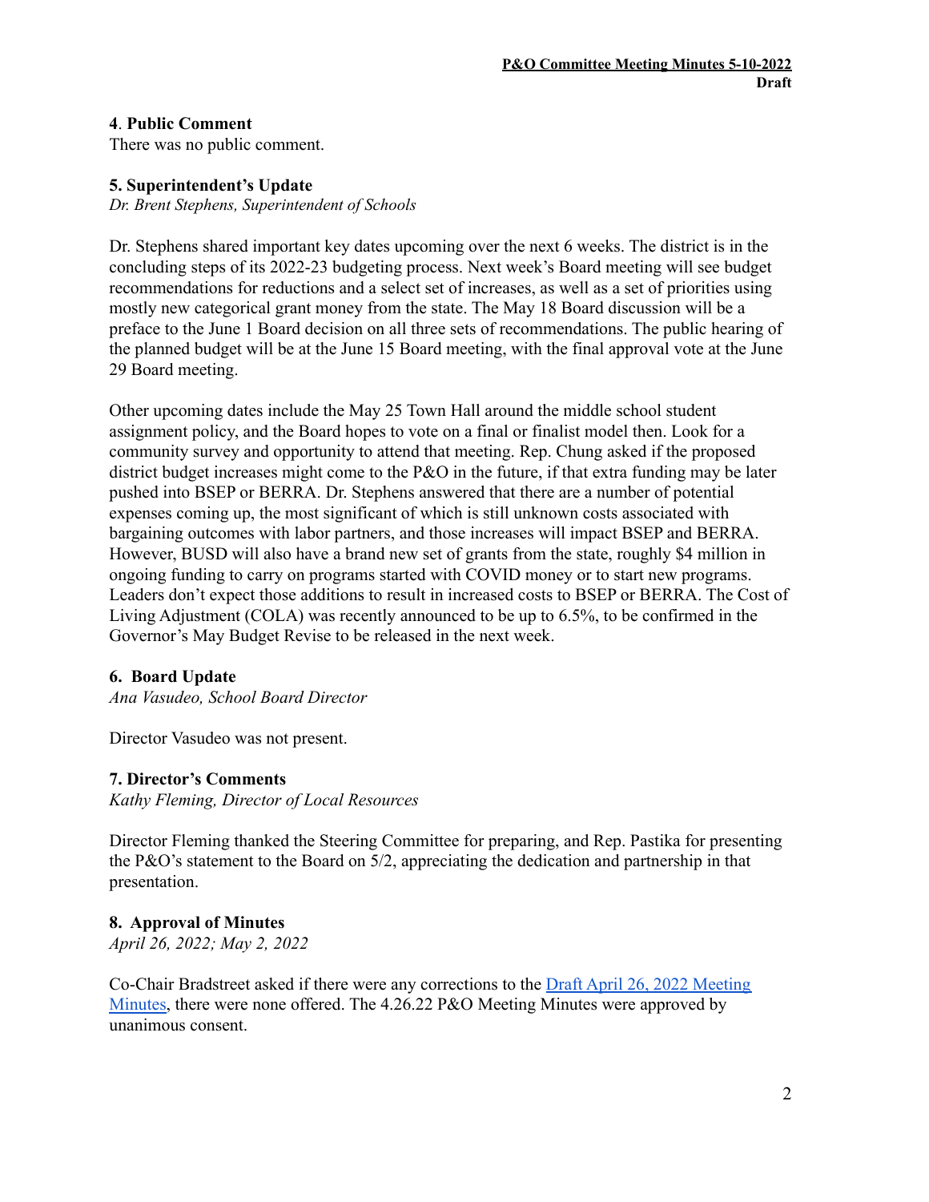**4**. **Public Comment**
There was no public comment.

**5. Superintendent's Update**
*Dr. Brent Stephens, Superintendent of Schools*

Dr. Stephens shared important key dates upcoming over the next 6 weeks. The district is in the concluding steps of its 2022-23 budgeting process. Next week's Board meeting will see budget recommendations for reductions and a select set of increases, as well as a set of priorities using mostly new categorical grant money from the state. The May 18 Board discussion will be a preface to the June 1 Board decision on all three sets of recommendations. The public hearing of the planned budget will be at the June 15 Board meeting, with the final approval vote at the June 29 Board meeting.

Other upcoming dates include the May 25 Town Hall around the middle school student assignment policy, and the Board hopes to vote on a final or finalist model then. Look for a community survey and opportunity to attend that meeting. Rep. Chung asked if the proposed district budget increases might come to the P&O in the future, if that extra funding may be later pushed into BSEP or BERRA. Dr. Stephens answered that there are a number of potential expenses coming up, the most significant of which is still unknown costs associated with bargaining outcomes with labor partners, and those increases will impact BSEP and BERRA. However, BUSD will also have a brand new set of grants from the state, roughly $4 million in ongoing funding to carry on programs started with COVID money or to start new programs. Leaders don't expect those additions to result in increased costs to BSEP or BERRA. The Cost of Living Adjustment (COLA) was recently announced to be up to 6.5%, to be confirmed in the Governor's May Budget Revise to be released in the next week.

**6. Board Update**
*Ana Vasudeo, School Board Director*

Director Vasudeo was not present.

**7. Director's Comments**
*Kathy Fleming, Director of Local Resources*

Director Fleming thanked the Steering Committee for preparing, and Rep. Pastika for presenting the P&O's statement to the Board on 5/2, appreciating the dedication and partnership in that presentation.

**8. Approval of Minutes**
*April 26, 2022; May 2, 2022*

Co-Chair Bradstreet asked if there were any corrections to the Draft April 26, 2022 Meeting Minutes, there were none offered. The 4.26.22 P&O Meeting Minutes were approved by unanimous consent.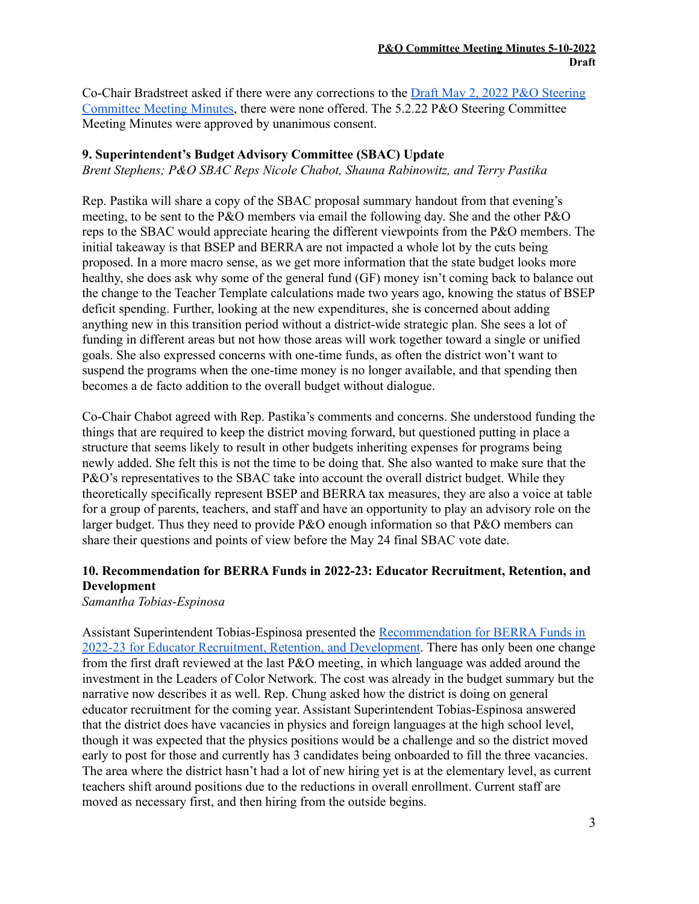Co-Chair Bradstreet asked if there were any corrections to the Draft May 2, 2022 P&O Steering Committee Meeting Minutes, there were none offered. The 5.2.22 P&O Steering Committee Meeting Minutes were approved by unanimous consent.

**9. Superintendent's Budget Advisory Committee (SBAC) Update**
*Brent Stephens; P&O SBAC Reps Nicole Chabot, Shauna Rabinowitz, and Terry Pastika*

Rep. Pastika will share a copy of the SBAC proposal summary handout from that evening's meeting, to be sent to the P&O members via email the following day. She and the other P&O reps to the SBAC would appreciate hearing the different viewpoints from the P&O members. The initial takeaway is that BSEP and BERRA are not impacted a whole lot by the cuts being proposed. In a more macro sense, as we get more information that the state budget looks more healthy, she does ask why some of the general fund (GF) money isn't coming back to balance out the change to the Teacher Template calculations made two years ago, knowing the status of BSEP deficit spending. Further, looking at the new expenditures, she is concerned about adding anything new in this transition period without a district-wide strategic plan. She sees a lot of funding in different areas but not how those areas will work together toward a single or unified goals. She also expressed concerns with one-time funds, as often the district won't want to suspend the programs when the one-time money is no longer available, and that spending then becomes a de facto addition to the overall budget without dialogue.

Co-Chair Chabot agreed with Rep. Pastika's comments and concerns. She understood funding the things that are required to keep the district moving forward, but questioned putting in place a structure that seems likely to result in other budgets inheriting expenses for programs being newly added. She felt this is not the time to be doing that. She also wanted to make sure that the P&O's representatives to the SBAC take into account the overall district budget. While they theoretically specifically represent BSEP and BERRA tax measures, they are also a voice at table for a group of parents, teachers, and staff and have an opportunity to play an advisory role on the larger budget. Thus they need to provide P&O enough information so that P&O members can share their questions and points of view before the May 24 final SBAC vote date.

**10. Recommendation for BERRA Funds in 2022-23: Educator Recruitment, Retention, and Development**
*Samantha Tobias-Espinosa*

Assistant Superintendent Tobias-Espinosa presented the Recommendation for BERRA Funds in 2022-23 for Educator Recruitment, Retention, and Development. There has only been one change from the first draft reviewed at the last P&O meeting, in which language was added around the investment in the Leaders of Color Network. The cost was already in the budget summary but the narrative now describes it as well. Rep. Chung asked how the district is doing on general educator recruitment for the coming year. Assistant Superintendent Tobias-Espinosa answered that the district does have vacancies in physics and foreign languages at the high school level, though it was expected that the physics positions would be a challenge and so the district moved early to post for those and currently has 3 candidates being onboarded to fill the three vacancies. The area where the district hasn't had a lot of new hiring yet is at the elementary level, as current teachers shift around positions due to the reductions in overall enrollment. Current staff are moved as necessary first, and then hiring from the outside begins.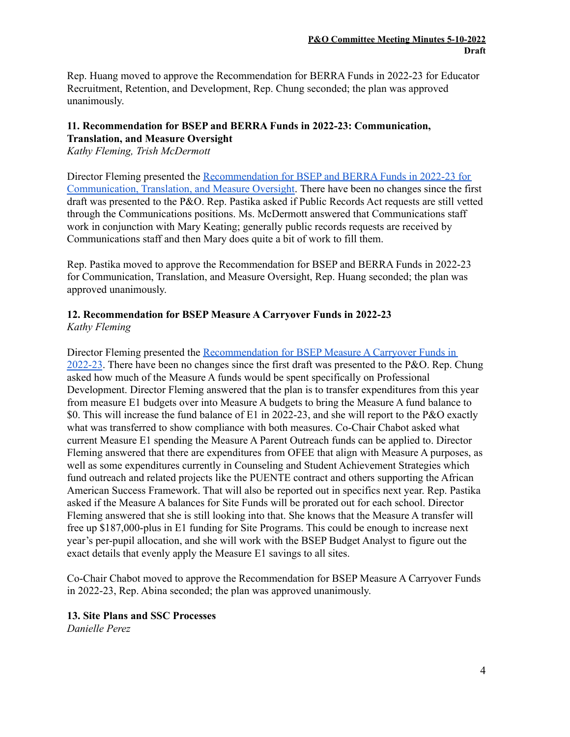Rep. Huang moved to approve the Recommendation for BERRA Funds in 2022-23 for Educator Recruitment, Retention, and Development, Rep. Chung seconded; the plan was approved unanimously.

### 11. Recommendation for BSEP and BERRA Funds in 2022-23: Communication, Translation, and Measure Oversight

*Kathy Fleming, Trish McDermott*

Director Fleming presented the Recommendation for BSEP and BERRA Funds in 2022-23 for Communication, Translation, and Measure Oversight. There have been no changes since the first draft was presented to the P&O. Rep. Pastika asked if Public Records Act requests are still vetted through the Communications positions. Ms. McDermott answered that Communications staff work in conjunction with Mary Keating; generally public records requests are received by Communications staff and then Mary does quite a bit of work to fill them.

Rep. Pastika moved to approve the Recommendation for BSEP and BERRA Funds in 2022-23 for Communication, Translation, and Measure Oversight, Rep. Huang seconded; the plan was approved unanimously.

### 12. Recommendation for BSEP Measure A Carryover Funds in 2022-23

*Kathy Fleming*

Director Fleming presented the Recommendation for BSEP Measure A Carryover Funds in 2022-23. There have been no changes since the first draft was presented to the P&O. Rep. Chung asked how much of the Measure A funds would be spent specifically on Professional Development. Director Fleming answered that the plan is to transfer expenditures from this year from measure E1 budgets over into Measure A budgets to bring the Measure A fund balance to $0. This will increase the fund balance of E1 in 2022-23, and she will report to the P&O exactly what was transferred to show compliance with both measures. Co-Chair Chabot asked what current Measure E1 spending the Measure A Parent Outreach funds can be applied to. Director Fleming answered that there are expenditures from OFEE that align with Measure A purposes, as well as some expenditures currently in Counseling and Student Achievement Strategies which fund outreach and related projects like the PUENTE contract and others supporting the African American Success Framework. That will also be reported out in specifics next year. Rep. Pastika asked if the Measure A balances for Site Funds will be prorated out for each school. Director Fleming answered that she is still looking into that. She knows that the Measure A transfer will free up $187,000-plus in E1 funding for Site Programs. This could be enough to increase next year's per-pupil allocation, and she will work with the BSEP Budget Analyst to figure out the exact details that evenly apply the Measure E1 savings to all sites.

Co-Chair Chabot moved to approve the Recommendation for BSEP Measure A Carryover Funds in 2022-23, Rep. Abina seconded; the plan was approved unanimously.

### 13. Site Plans and SSC Processes

*Danielle Perez*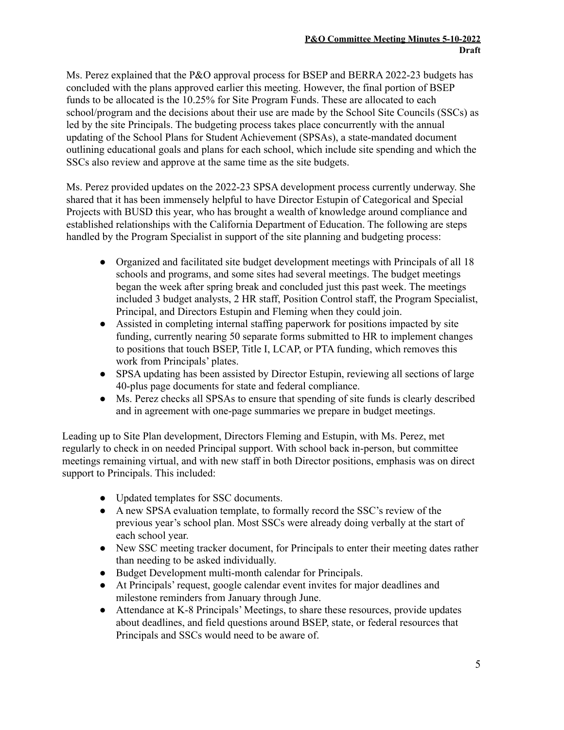Ms. Perez explained that the P&O approval process for BSEP and BERRA 2022-23 budgets has concluded with the plans approved earlier this meeting. However, the final portion of BSEP funds to be allocated is the 10.25% for Site Program Funds. These are allocated to each school/program and the decisions about their use are made by the School Site Councils (SSCs) as led by the site Principals. The budgeting process takes place concurrently with the annual updating of the School Plans for Student Achievement (SPSAs), a state-mandated document outlining educational goals and plans for each school, which include site spending and which the SSCs also review and approve at the same time as the site budgets.

Ms. Perez provided updates on the 2022-23 SPSA development process currently underway. She shared that it has been immensely helpful to have Director Estupin of Categorical and Special Projects with BUSD this year, who has brought a wealth of knowledge around compliance and established relationships with the California Department of Education. The following are steps handled by the Program Specialist in support of the site planning and budgeting process:

- Organized and facilitated site budget development meetings with Principals of all 18 schools and programs, and some sites had several meetings. The budget meetings began the week after spring break and concluded just this past week. The meetings included 3 budget analysts, 2 HR staff, Position Control staff, the Program Specialist, Principal, and Directors Estupin and Fleming when they could join.
- Assisted in completing internal staffing paperwork for positions impacted by site funding, currently nearing 50 separate forms submitted to HR to implement changes to positions that touch BSEP, Title I, LCAP, or PTA funding, which removes this work from Principals' plates.
- SPSA updating has been assisted by Director Estupin, reviewing all sections of large 40-plus page documents for state and federal compliance.
- Ms. Perez checks all SPSAs to ensure that spending of site funds is clearly described and in agreement with one-page summaries we prepare in budget meetings.

Leading up to Site Plan development, Directors Fleming and Estupin, with Ms. Perez, met regularly to check in on needed Principal support. With school back in-person, but committee meetings remaining virtual, and with new staff in both Director positions, emphasis was on direct support to Principals. This included:

- Updated templates for SSC documents.
- A new SPSA evaluation template, to formally record the SSC's review of the previous year's school plan. Most SSCs were already doing verbally at the start of each school year.
- New SSC meeting tracker document, for Principals to enter their meeting dates rather than needing to be asked individually.
- Budget Development multi-month calendar for Principals.
- At Principals' request, google calendar event invites for major deadlines and milestone reminders from January through June.
- Attendance at K-8 Principals' Meetings, to share these resources, provide updates about deadlines, and field questions around BSEP, state, or federal resources that Principals and SSCs would need to be aware of.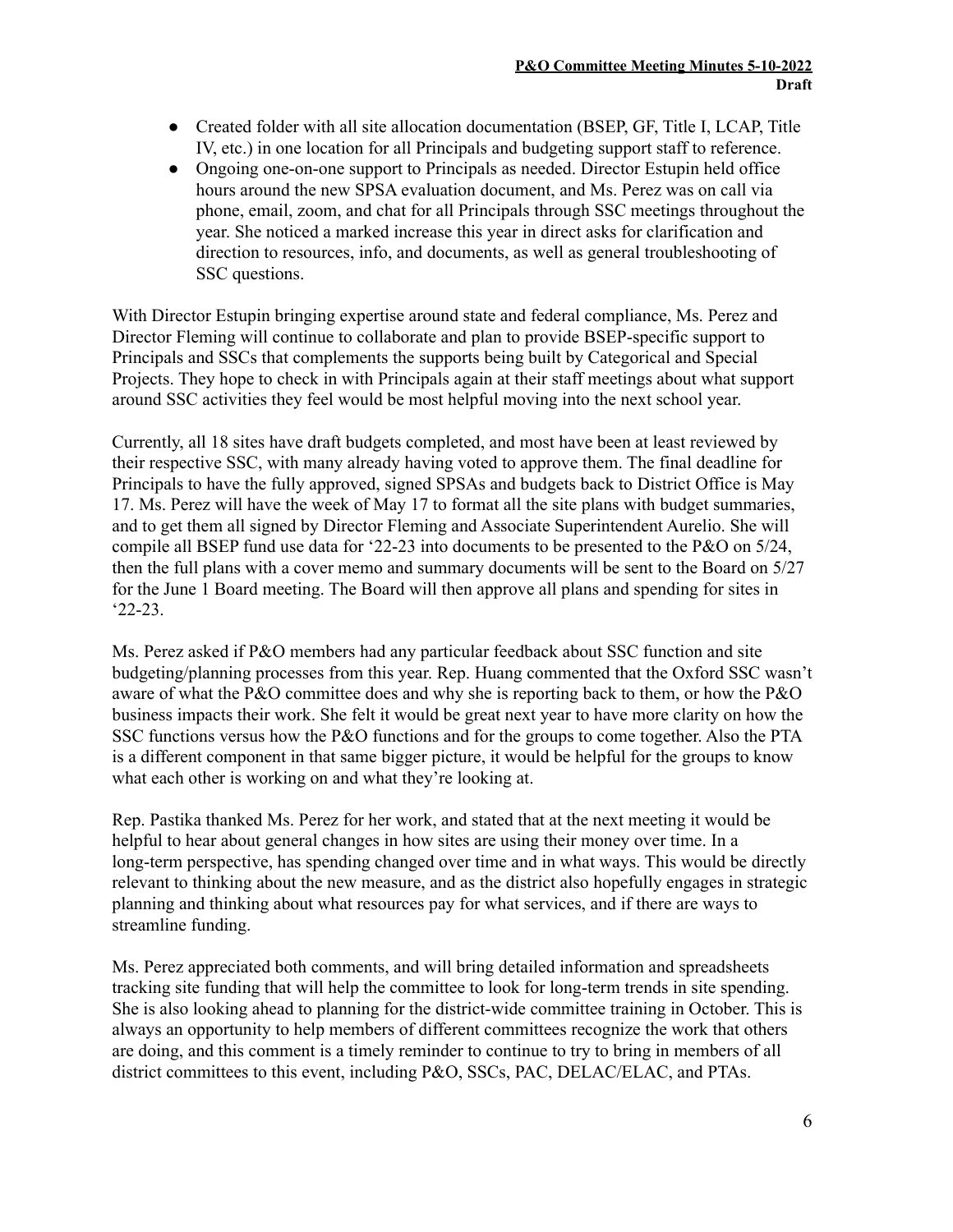- Created folder with all site allocation documentation (BSEP, GF, Title I, LCAP, Title IV, etc.) in one location for all Principals and budgeting support staff to reference.
- Ongoing one-on-one support to Principals as needed. Director Estupin held office hours around the new SPSA evaluation document, and Ms. Perez was on call via phone, email, zoom, and chat for all Principals through SSC meetings throughout the year. She noticed a marked increase this year in direct asks for clarification and direction to resources, info, and documents, as well as general troubleshooting of SSC questions.

With Director Estupin bringing expertise around state and federal compliance, Ms. Perez and Director Fleming will continue to collaborate and plan to provide BSEP-specific support to Principals and SSCs that complements the supports being built by Categorical and Special Projects. They hope to check in with Principals again at their staff meetings about what support around SSC activities they feel would be most helpful moving into the next school year.

Currently, all 18 sites have draft budgets completed, and most have been at least reviewed by their respective SSC, with many already having voted to approve them. The final deadline for Principals to have the fully approved, signed SPSAs and budgets back to District Office is May 17. Ms. Perez will have the week of May 17 to format all the site plans with budget summaries, and to get them all signed by Director Fleming and Associate Superintendent Aurelio. She will compile all BSEP fund use data for '22-23 into documents to be presented to the P&O on 5/24, then the full plans with a cover memo and summary documents will be sent to the Board on 5/27 for the June 1 Board meeting. The Board will then approve all plans and spending for sites in '22-23.

Ms. Perez asked if P&O members had any particular feedback about SSC function and site budgeting/planning processes from this year. Rep. Huang commented that the Oxford SSC wasn't aware of what the P&O committee does and why she is reporting back to them, or how the P&O business impacts their work. She felt it would be great next year to have more clarity on how the SSC functions versus how the P&O functions and for the groups to come together. Also the PTA is a different component in that same bigger picture, it would be helpful for the groups to know what each other is working on and what they're looking at.

Rep. Pastika thanked Ms. Perez for her work, and stated that at the next meeting it would be helpful to hear about general changes in how sites are using their money over time. In a long-term perspective, has spending changed over time and in what ways. This would be directly relevant to thinking about the new measure, and as the district also hopefully engages in strategic planning and thinking about what resources pay for what services, and if there are ways to streamline funding.

Ms. Perez appreciated both comments, and will bring detailed information and spreadsheets tracking site funding that will help the committee to look for long-term trends in site spending. She is also looking ahead to planning for the district-wide committee training in October. This is always an opportunity to help members of different committees recognize the work that others are doing, and this comment is a timely reminder to continue to try to bring in members of all district committees to this event, including P&O, SSCs, PAC, DELAC/ELAC, and PTAs.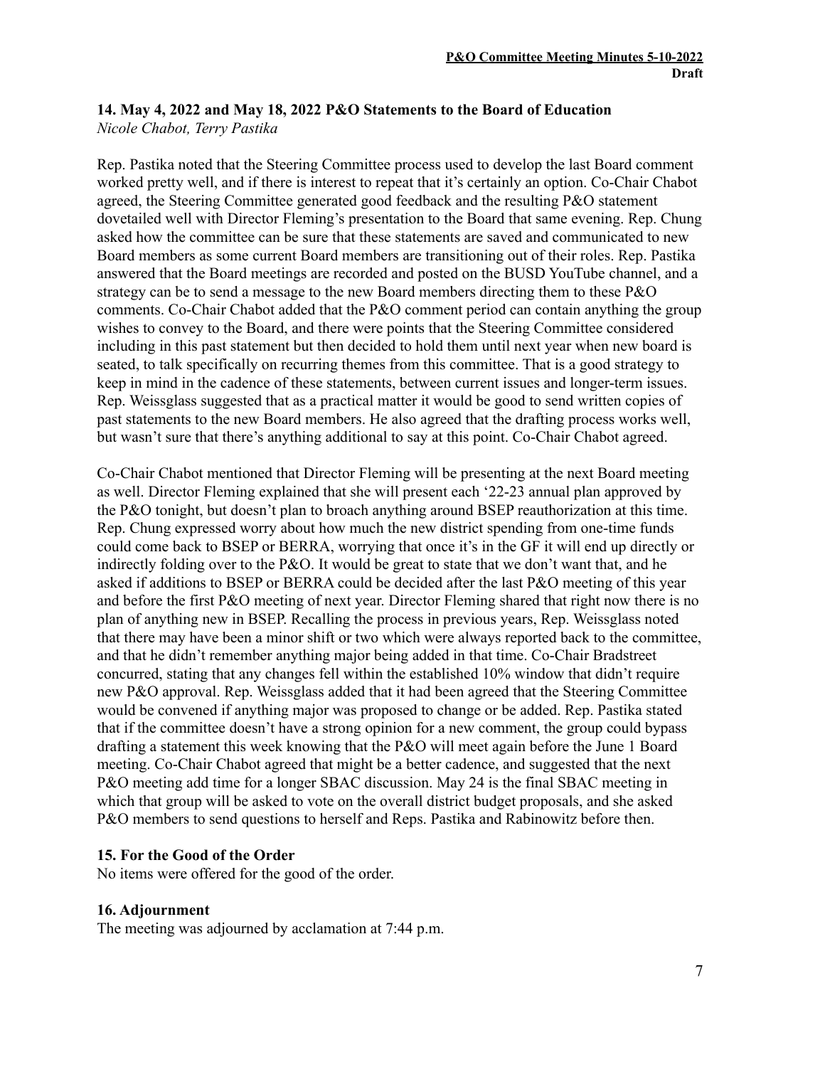### 14. May 4, 2022 and May 18, 2022 P&O Statements to the Board of Education

*Nicole Chabot, Terry Pastika*

Rep. Pastika noted that the Steering Committee process used to develop the last Board comment worked pretty well, and if there is interest to repeat that it's certainly an option. Co-Chair Chabot agreed, the Steering Committee generated good feedback and the resulting P&O statement dovetailed well with Director Fleming's presentation to the Board that same evening. Rep. Chung asked how the committee can be sure that these statements are saved and communicated to new Board members as some current Board members are transitioning out of their roles. Rep. Pastika answered that the Board meetings are recorded and posted on the BUSD YouTube channel, and a strategy can be to send a message to the new Board members directing them to these P&O comments. Co-Chair Chabot added that the P&O comment period can contain anything the group wishes to convey to the Board, and there were points that the Steering Committee considered including in this past statement but then decided to hold them until next year when new board is seated, to talk specifically on recurring themes from this committee. That is a good strategy to keep in mind in the cadence of these statements, between current issues and longer-term issues. Rep. Weissglass suggested that as a practical matter it would be good to send written copies of past statements to the new Board members. He also agreed that the drafting process works well, but wasn't sure that there's anything additional to say at this point. Co-Chair Chabot agreed.

Co-Chair Chabot mentioned that Director Fleming will be presenting at the next Board meeting as well. Director Fleming explained that she will present each '22-23 annual plan approved by the P&O tonight, but doesn't plan to broach anything around BSEP reauthorization at this time. Rep. Chung expressed worry about how much the new district spending from one-time funds could come back to BSEP or BERRA, worrying that once it's in the GF it will end up directly or indirectly folding over to the P&O. It would be great to state that we don't want that, and he asked if additions to BSEP or BERRA could be decided after the last P&O meeting of this year and before the first P&O meeting of next year. Director Fleming shared that right now there is no plan of anything new in BSEP. Recalling the process in previous years, Rep. Weissglass noted that there may have been a minor shift or two which were always reported back to the committee, and that he didn't remember anything major being added in that time. Co-Chair Bradstreet concurred, stating that any changes fell within the established 10% window that didn't require new P&O approval. Rep. Weissglass added that it had been agreed that the Steering Committee would be convened if anything major was proposed to change or be added. Rep. Pastika stated that if the committee doesn't have a strong opinion for a new comment, the group could bypass drafting a statement this week knowing that the P&O will meet again before the June 1 Board meeting. Co-Chair Chabot agreed that might be a better cadence, and suggested that the next P&O meeting add time for a longer SBAC discussion. May 24 is the final SBAC meeting in which that group will be asked to vote on the overall district budget proposals, and she asked P&O members to send questions to herself and Reps. Pastika and Rabinowitz before then.

### 15. For the Good of the Order

No items were offered for the good of the order.

### 16. Adjournment

The meeting was adjourned by acclamation at 7:44 p.m.